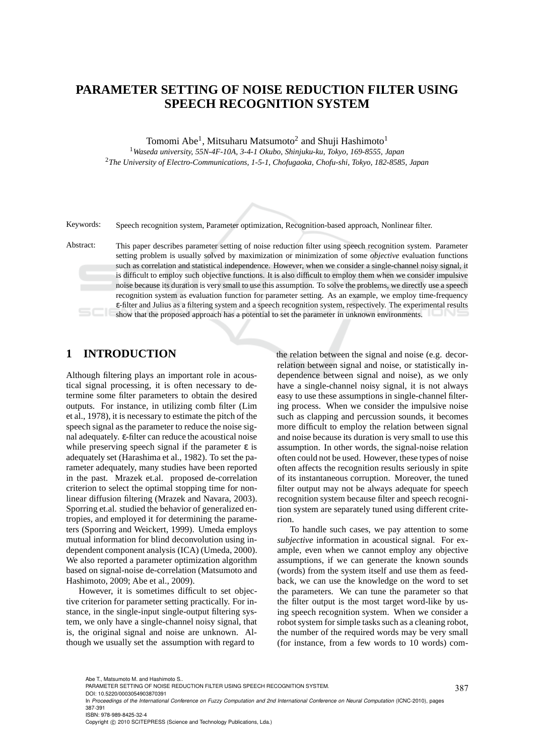# PARAMETER SETTING OF NOISE REDUCTION FILTER USING SPEECH RECOGNITION SYSTEM

Tomomi Abe[1], Mitsuharu Matsumoto[2] and Shuji Hashimoto[1]

[1]*Waseda university, 55N-4F-10A, 3-4-1 Okubo, Shinjuku-ku, Tokyo, 169-8555, Japan*
[2]*The University of Electro-Communications, 1-5-1, Chofugaoka, Chofu-shi, Tokyo, 182-8585, Japan*

Keywords: Speech recognition system, Parameter optimization, Recognition-based approach, Nonlinear filter.

Abstract: This paper describes parameter setting of noise reduction filter using speech recognition system. Parameter setting problem is usually solved by maximization or minimization of some *objective* evaluation functions such as correlation and statistical independence. However, when we consider a single-channel noisy signal, it is difficult to employ such objective functions. It is also difficult to employ them when we consider impulsive noise because its duration is very small to use this assumption. To solve the problems, we directly use a speech recognition system as evaluation function for parameter setting. As an example, we employ time-frequency ε-filter and Julius as a filtering system and a speech recognition system, respectively. The experimental results show that the proposed approach has a potential to set the parameter in unknown environments.

## 1 INTRODUCTION

Although filtering plays an important role in acoustical signal processing, it is often necessary to determine some filter parameters to obtain the desired outputs. For instance, in utilizing comb filter (Lim et al., 1978), it is necessary to estimate the pitch of the speech signal as the parameter to reduce the noise signal adequately. ε-filter can reduce the acoustical noise while preserving speech signal if the parameter ε is adequately set (Harashima et al., 1982). To set the parameter adequately, many studies have been reported in the past. Mrazek et.al. proposed de-correlation criterion to select the optimal stopping time for nonlinear diffusion filtering (Mrazek and Navara, 2003). Sporring et.al. studied the behavior of generalized entropies, and employed it for determining the parameters (Sporring and Weickert, 1999). Umeda employs mutual information for blind deconvolution using independent component analysis (ICA) (Umeda, 2000). We also reported a parameter optimization algorithm based on signal-noise de-correlation (Matsumoto and Hashimoto, 2009; Abe et al., 2009).

However, it is sometimes difficult to set objective criterion for parameter setting practically. For instance, in the single-input single-output filtering system, we only have a single-channel noisy signal, that is, the original signal and noise are unknown. Although we usually set the assumption with regard to the relation between the signal and noise (e.g. decorrelation between signal and noise, or statistically independence between signal and noise), as we only have a single-channel noisy signal, it is not always easy to use these assumptions in single-channel filtering process. When we consider the impulsive noise such as clapping and percussion sounds, it becomes more difficult to employ the relation between signal and noise because its duration is very small to use this assumption. In other words, the signal-noise relation often could not be used. However, these types of noise often affects the recognition results seriously in spite of its instantaneous corruption. Moreover, the tuned filter output may not be always adequate for speech recognition system because filter and speech recognition system are separately tuned using different criterion.

To handle such cases, we pay attention to some *subjective* information in acoustical signal. For example, even when we cannot employ any objective assumptions, if we can generate the known sounds (words) from the system itself and use them as feedback, we can use the knowledge on the word to set the parameters. We can tune the parameter so that the filter output is the most target word-like by using speech recognition system. When we consider a robot system for simple tasks such as a cleaning robot, the number of the required words may be very small (for instance, from a few words to 10 words) com-

Abe T., Matsumoto M. and Hashimoto S..
PARAMETER SETTING OF NOISE REDUCTION FILTER USING SPEECH RECOGNITION SYSTEM.
DOI: 10.5220/0003054903870391
In *Proceedings of the International Conference on Fuzzy Computation and 2nd International Conference on Neural Computation* (ICNC-2010), pages 387-391
ISBN: 978-989-8425-32-4
Copyright © 2010 SCITEPRESS (Science and Technology Publications, Lda.)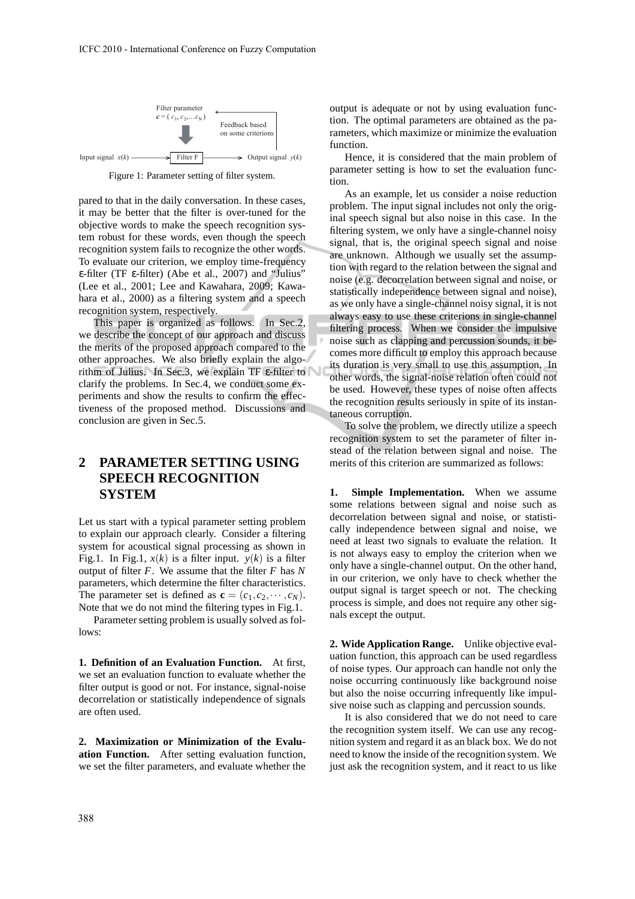Figure 1: Parameter setting of filter system.

pared to that in the daily conversation. In these cases, it may be better that the filter is over-tuned for the objective words to make the speech recognition system robust for these words, even though the speech recognition system fails to recognize the other words. To evaluate our criterion, we employ time-frequency ε-filter (TF ε-filter) (Abe et al., 2007) and "Julius" (Lee et al., 2001; Lee and Kawahara, 2009; Kawahara et al., 2000) as a filtering system and a speech recognition system, respectively.

This paper is organized as follows. In Sec.2, we describe the concept of our approach and discuss the merits of the proposed approach compared to the other approaches. We also briefly explain the algorithm of Julius. In Sec.3, we explain TF ε-filter to clarify the problems. In Sec.4, we conduct some experiments and show the results to confirm the effectiveness of the proposed method. Discussions and conclusion are given in Sec.5.

## 2 PARAMETER SETTING USING SPEECH RECOGNITION SYSTEM

Let us start with a typical parameter setting problem to explain our approach clearly. Consider a filtering system for acoustical signal processing as shown in Fig.1. In Fig.1, $x(k)$ is a filter input. $y(k)$ is a filter output of filter $F$. We assume that the filter $F$ has $N$ parameters, which determine the filter characteristics. The parameter set is defined as $\mathbf{c} = (c_1, c_2, \cdots, c_N)$. Note that we do not mind the filtering types in Fig.1.

Parameter setting problem is usually solved as follows:

**1. Definition of an Evaluation Function.** At first, we set an evaluation function to evaluate whether the filter output is good or not. For instance, signal-noise decorrelation or statistically independence of signals are often used.

**2. Maximization or Minimization of the Evaluation Function.** After setting evaluation function, we set the filter parameters, and evaluate whether the output is adequate or not by using evaluation function. The optimal parameters are obtained as the parameters, which maximize or minimize the evaluation function.

Hence, it is considered that the main problem of parameter setting is how to set the evaluation function.

As an example, let us consider a noise reduction problem. The input signal includes not only the original speech signal but also noise in this case. In the filtering system, we only have a single-channel noisy signal, that is, the original speech signal and noise are unknown. Although we usually set the assumption with regard to the relation between the signal and noise (e.g. decorrelation between signal and noise, or statistically independence between signal and noise), as we only have a single-channel noisy signal, it is not always easy to use these criterions in single-channel filtering process. When we consider the impulsive noise such as clapping and percussion sounds, it becomes more difficult to employ this approach because its duration is very small to use this assumption. In other words, the signal-noise relation often could not be used. However, these types of noise often affects the recognition results seriously in spite of its instantaneous corruption.

To solve the problem, we directly utilize a speech recognition system to set the parameter of filter instead of the relation between signal and noise. The merits of this criterion are summarized as follows:

**1. Simple Implementation.** When we assume some relations between signal and noise such as decorrelation between signal and noise, or statistically independence between signal and noise, we need at least two signals to evaluate the relation. It is not always easy to employ the criterion when we only have a single-channel output. On the other hand, in our criterion, we only have to check whether the output signal is target speech or not. The checking process is simple, and does not require any other signals except the output.

**2. Wide Application Range.** Unlike objective evaluation function, this approach can be used regardless of noise types. Our approach can handle not only the noise occurring continuously like background noise but also the noise occurring infrequently like impulsive noise such as clapping and percussion sounds.

It is also considered that we do not need to care the recognition system itself. We can use any recognition system and regard it as an black box. We do not need to know the inside of the recognition system. We just ask the recognition system, and it react to us like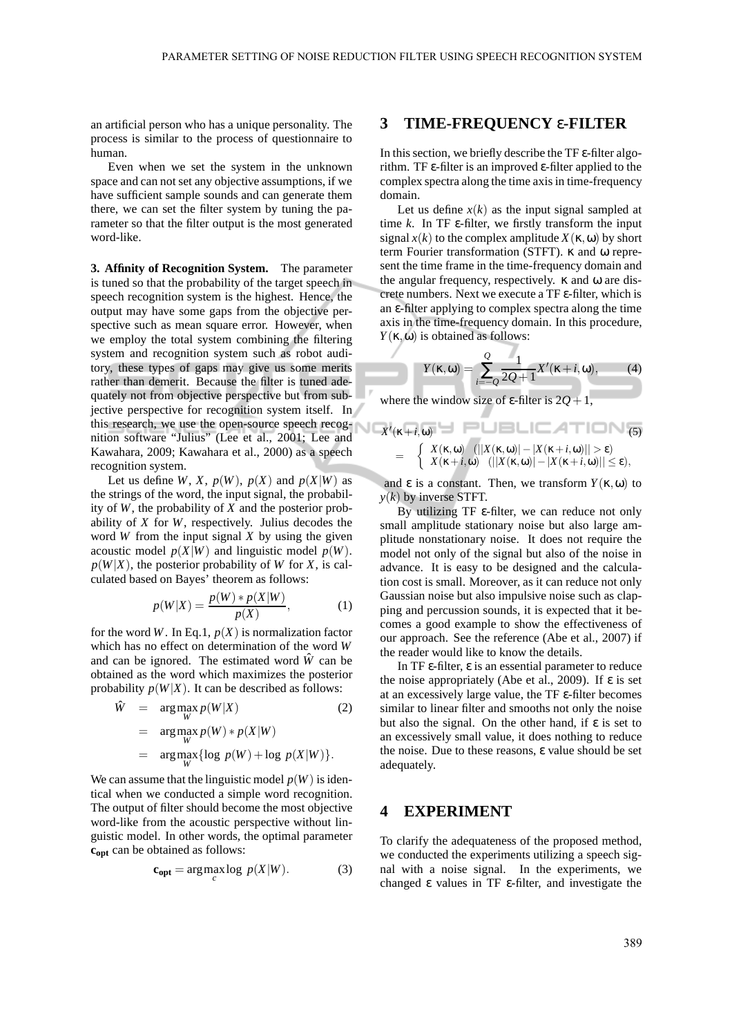an artificial person who has a unique personality. The process is similar to the process of questionnaire to human.

Even when we set the system in the unknown space and can not set any objective assumptions, if we have sufficient sample sounds and can generate them there, we can set the filter system by tuning the parameter so that the filter output is the most generated word-like.

**3. Affinity of Recognition System.** The parameter is tuned so that the probability of the target speech in speech recognition system is the highest. Hence, the output may have some gaps from the objective perspective such as mean square error. However, when we employ the total system combining the filtering system and recognition system such as robot auditory, these types of gaps may give us some merits rather than demerit. Because the filter is tuned adequately not from objective perspective but from subjective perspective for recognition system itself. In this research, we use the open-source speech recognition software "Julius" (Lee et al., 2001; Lee and Kawahara, 2009; Kawahara et al., 2000) as a speech recognition system.

Let us define $W$, $X$, $p(W)$, $p(X)$ and $p(X|W)$ as the strings of the word, the input signal, the probability of $W$, the probability of $X$ and the posterior probability of $X$ for $W$, respectively. Julius decodes the word $W$ from the input signal $X$ by using the given acoustic model $p(X|W)$ and linguistic model $p(W)$. $p(W|X)$, the posterior probability of $W$ for $X$, is calculated based on Bayes' theorem as follows:

$$p(W|X) = \frac{p(W) * p(X|W)}{p(X)}, \tag{1}$$

for the word $W$. In Eq.1, $p(X)$ is normalization factor which has no effect on determination of the word $W$ and can be ignored. The estimated word $\hat{W}$ can be obtained as the word which maximizes the posterior probability $p(W|X)$. It can be described as follows:

$$\begin{aligned} \hat{W} &= \arg\max_{W} p(W|X) \qquad (2) \\ &= \arg\max_{W} p(W) * p(X|W) \\ &= \arg\max_{W} \{\log\ p(W) + \log\ p(X|W)\}. \end{aligned}$$

We can assume that the linguistic model $p(W)$ is identical when we conducted a simple word recognition. The output of filter should become the most objective word-like from the acoustic perspective without linguistic model. In other words, the optimal parameter $\mathbf{c_{opt}}$ can be obtained as follows:

$$\mathbf{c_{opt}} = \arg\max_{c} \log\ p(X|W). \tag{3}$$

## 3 TIME-FREQUENCY ε-FILTER

In this section, we briefly describe the TF ε-filter algorithm. TF ε-filter is an improved ε-filter applied to the complex spectra along the time axis in time-frequency domain.

Let us define $x(k)$ as the input signal sampled at time $k$. In TF ε-filter, we firstly transform the input signal $x(k)$ to the complex amplitude $X(\kappa,\omega)$ by short term Fourier transformation (STFT). $\kappa$ and $\omega$ represent the time frame in the time-frequency domain and the angular frequency, respectively. $\kappa$ and $\omega$ are discrete numbers. Next we execute a TF ε-filter, which is an ε-filter applying to complex spectra along the time axis in the time-frequency domain. In this procedure, $Y(\kappa,\omega)$ is obtained as follows:

$$Y(\kappa,\omega) = \sum_{i=-Q}^{Q} \frac{1}{2Q+1} X'(\kappa+i,\omega), \tag{4}$$

where the window size of ε-filter is $2Q+1$,

$$X'(\kappa+i,\omega) = \begin{cases} X(\kappa,\omega) & (||X(\kappa,\omega)| - |X(\kappa+i,\omega)|| > \varepsilon) \\ X(\kappa+i,\omega) & (||X(\kappa,\omega)| - |X(\kappa+i,\omega)|| \le \varepsilon), \end{cases} \tag{5}$$

and $\varepsilon$ is a constant. Then, we transform $Y(\kappa,\omega)$ to $y(k)$ by inverse STFT.

By utilizing TF ε-filter, we can reduce not only small amplitude stationary noise but also large amplitude nonstationary noise. It does not require the model not only of the signal but also of the noise in advance. It is easy to be designed and the calculation cost is small. Moreover, as it can reduce not only Gaussian noise but also impulsive noise such as clapping and percussion sounds, it is expected that it becomes a good example to show the effectiveness of our approach. See the reference (Abe et al., 2007) if the reader would like to know the details.

In TF ε-filter, $\varepsilon$ is an essential parameter to reduce the noise appropriately (Abe et al., 2009). If $\varepsilon$ is set at an excessively large value, the TF ε-filter becomes similar to linear filter and smooths not only the noise but also the signal. On the other hand, if $\varepsilon$ is set to an excessively small value, it does nothing to reduce the noise. Due to these reasons, $\varepsilon$ value should be set adequately.

## 4 EXPERIMENT

To clarify the adequateness of the proposed method, we conducted the experiments utilizing a speech signal with a noise signal. In the experiments, we changed $\varepsilon$ values in TF ε-filter, and investigate the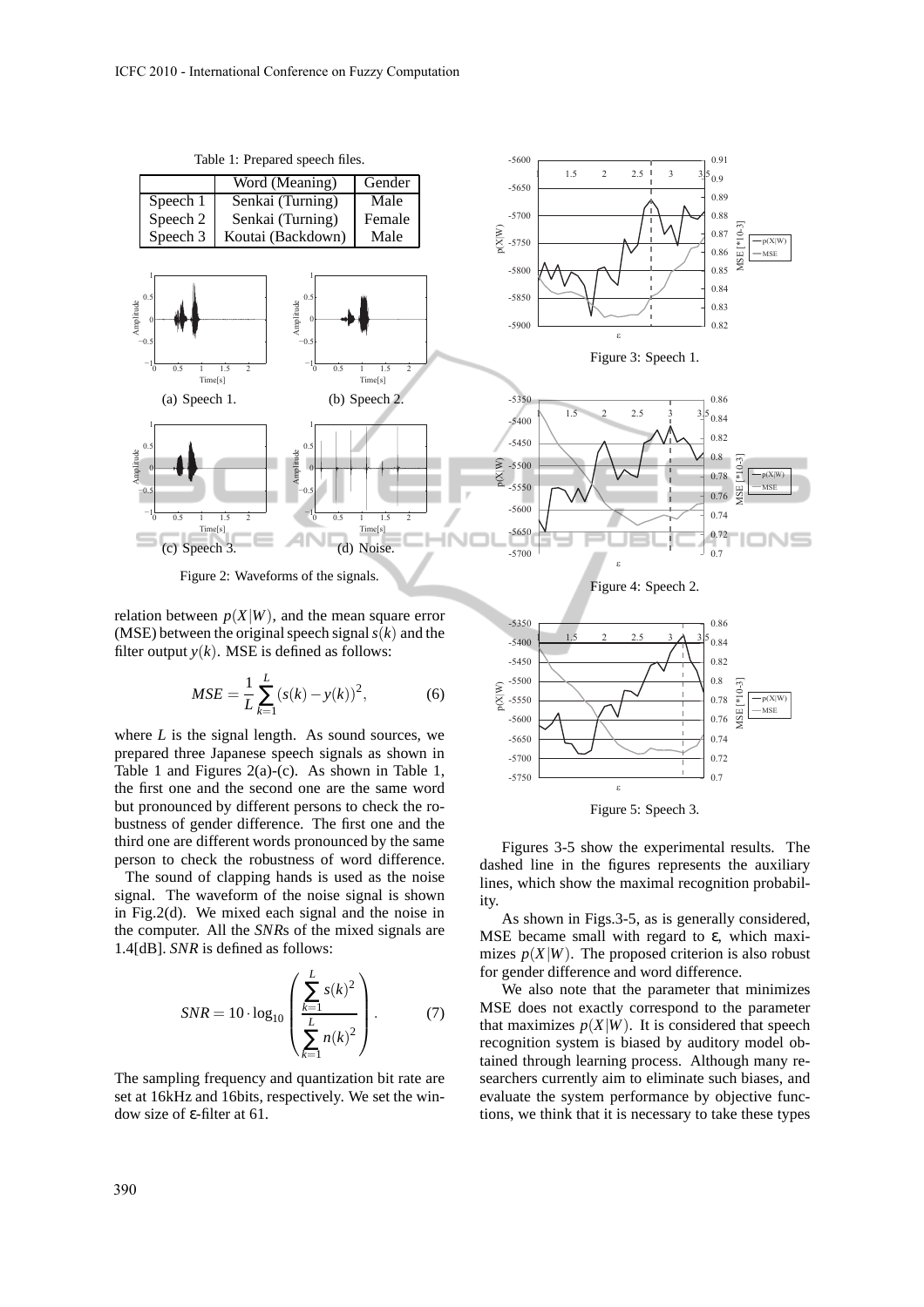Table 1: Prepared speech files.

| | Word (Meaning) | Gender |
|---|---|---|
| Speech 1 | Senkai (Turning) | Male |
| Speech 2 | Senkai (Turning) | Female |
| Speech 3 | Koutai (Backdown) | Male |

(a) Speech 1. (b) Speech 2.

(c) Speech 3. (d) Noise.

Figure 2: Waveforms of the signals.

relation between $p(X|W)$, and the mean square error (MSE) between the original speech signal $s(k)$ and the filter output $y(k)$. MSE is defined as follows:

$$MSE = \frac{1}{L}\sum_{k=1}^{L}(s(k) - y(k))^2, \tag{6}$$

where $L$ is the signal length. As sound sources, we prepared three Japanese speech signals as shown in Table 1 and Figures 2(a)-(c). As shown in Table 1, the first one and the second one are the same word but pronounced by different persons to check the robustness of gender difference. The first one and the third one are different words pronounced by the same person to check the robustness of word difference.

The sound of clapping hands is used as the noise signal. The waveform of the noise signal is shown in Fig.2(d). We mixed each signal and the noise in the computer. All the *SNR*s of the mixed signals are 1.4[dB]. *SNR* is defined as follows:

$$SNR = 10 \cdot \log_{10}\left(\frac{\sum_{k=1}^{L} s(k)^2}{\sum_{k=1}^{L} n(k)^2}\right). \tag{7}$$

The sampling frequency and quantization bit rate are set at 16kHz and 16bits, respectively. We set the window size of ε-filter at 61.

Figure 3: Speech 1.

Figure 4: Speech 2.

Figure 5: Speech 3.

Figures 3-5 show the experimental results. The dashed line in the figures represents the auxiliary lines, which show the maximal recognition probability.

As shown in Figs.3-5, as is generally considered, MSE became small with regard to ε, which maximizes $p(X|W)$. The proposed criterion is also robust for gender difference and word difference.

We also note that the parameter that minimizes MSE does not exactly correspond to the parameter that maximizes $p(X|W)$. It is considered that speech recognition system is biased by auditory model obtained through learning process. Although many researchers currently aim to eliminate such biases, and evaluate the system performance by objective functions, we think that it is necessary to take these types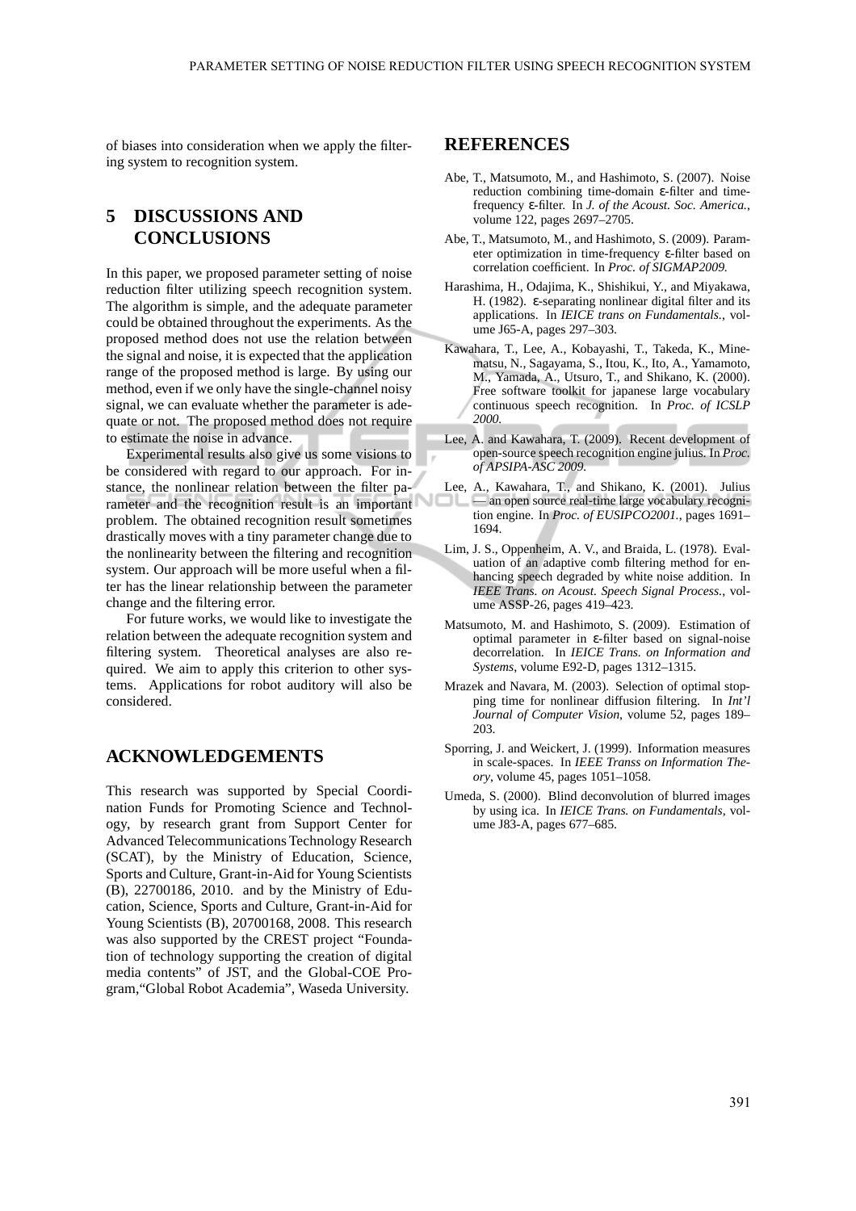of biases into consideration when we apply the filtering system to recognition system.

## 5 DISCUSSIONS AND CONCLUSIONS

In this paper, we proposed parameter setting of noise reduction filter utilizing speech recognition system. The algorithm is simple, and the adequate parameter could be obtained throughout the experiments. As the proposed method does not use the relation between the signal and noise, it is expected that the application range of the proposed method is large. By using our method, even if we only have the single-channel noisy signal, we can evaluate whether the parameter is adequate or not. The proposed method does not require to estimate the noise in advance.

Experimental results also give us some visions to be considered with regard to our approach. For instance, the nonlinear relation between the filter parameter and the recognition result is an important problem. The obtained recognition result sometimes drastically moves with a tiny parameter change due to the nonlinearity between the filtering and recognition system. Our approach will be more useful when a filter has the linear relationship between the parameter change and the filtering error.

For future works, we would like to investigate the relation between the adequate recognition system and filtering system. Theoretical analyses are also required. We aim to apply this criterion to other systems. Applications for robot auditory will also be considered.

## ACKNOWLEDGEMENTS

This research was supported by Special Coordination Funds for Promoting Science and Technology, by research grant from Support Center for Advanced Telecommunications Technology Research (SCAT), by the Ministry of Education, Science, Sports and Culture, Grant-in-Aid for Young Scientists (B), 22700186, 2010. and by the Ministry of Education, Science, Sports and Culture, Grant-in-Aid for Young Scientists (B), 20700168, 2008. This research was also supported by the CREST project "Foundation of technology supporting the creation of digital media contents" of JST, and the Global-COE Program,"Global Robot Academia", Waseda University.

## REFERENCES

Abe, T., Matsumoto, M., and Hashimoto, S. (2007). Noise reduction combining time-domain ε-filter and time-frequency ε-filter. In *J. of the Acoust. Soc. America.*, volume 122, pages 2697–2705.

Abe, T., Matsumoto, M., and Hashimoto, S. (2009). Parameter optimization in time-frequency ε-filter based on correlation coefficient. In *Proc. of SIGMAP2009*.

Harashima, H., Odajima, K., Shishikui, Y., and Miyakawa, H. (1982). ε-separating nonlinear digital filter and its applications. In *IEICE trans on Fundamentals.*, volume J65-A, pages 297–303.

Kawahara, T., Lee, A., Kobayashi, T., Takeda, K., Minematsu, N., Sagayama, S., Itou, K., Ito, A., Yamamoto, M., Yamada, A., Utsuro, T., and Shikano, K. (2000). Free software toolkit for japanese large vocabulary continuous speech recognition. In *Proc. of ICSLP 2000*.

Lee, A. and Kawahara, T. (2009). Recent development of open-source speech recognition engine julius. In *Proc. of APSIPA-ASC 2009*.

Lee, A., Kawahara, T., and Shikano, K. (2001). Julius — an open source real-time large vocabulary recognition engine. In *Proc. of EUSIPCO2001.*, pages 1691–1694.

Lim, J. S., Oppenheim, A. V., and Braida, L. (1978). Evaluation of an adaptive comb filtering method for enhancing speech degraded by white noise addition. In *IEEE Trans. on Acoust. Speech Signal Process.*, volume ASSP-26, pages 419–423.

Matsumoto, M. and Hashimoto, S. (2009). Estimation of optimal parameter in ε-filter based on signal-noise decorrelation. In *IEICE Trans. on Information and Systems*, volume E92-D, pages 1312–1315.

Mrazek and Navara, M. (2003). Selection of optimal stopping time for nonlinear diffusion filtering. In *Int'l Journal of Computer Vision*, volume 52, pages 189–203.

Sporring, J. and Weickert, J. (1999). Information measures in scale-spaces. In *IEEE Transs on Information Theory*, volume 45, pages 1051–1058.

Umeda, S. (2000). Blind deconvolution of blurred images by using ica. In *IEICE Trans. on Fundamentals*, volume J83-A, pages 677–685.